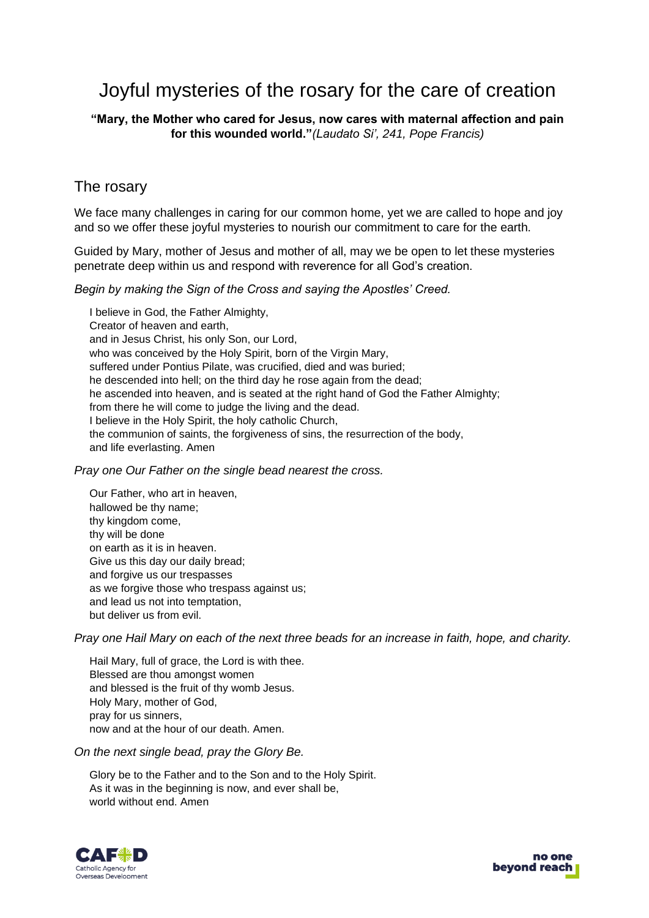# Joyful mysteries of the rosary for the care of creation

**"Mary, the Mother who cared for Jesus, now cares with maternal affection and pain for this wounded world."** *(Laudato Si', 241, Pope Francis)*

## The rosary

We face many challenges in caring for our common home, yet we are called to hope and joy and so we offer these joyful mysteries to nourish our commitment to care for the earth.

Guided by Mary, mother of Jesus and mother of all, may we be open to let these mysteries penetrate deep within us and respond with reverence for all God's creation.

*Begin by making the Sign of the Cross and saying the Apostles' Creed.*

I believe in God, the Father Almighty,
Creator of heaven and earth,
and in Jesus Christ, his only Son, our Lord,
who was conceived by the Holy Spirit, born of the Virgin Mary,
suffered under Pontius Pilate, was crucified, died and was buried;
he descended into hell; on the third day he rose again from the dead;
he ascended into heaven, and is seated at the right hand of God the Father Almighty;
from there he will come to judge the living and the dead.
I believe in the Holy Spirit, the holy catholic Church,
the communion of saints, the forgiveness of sins, the resurrection of the body,
and life everlasting. Amen

*Pray one Our Father on the single bead nearest the cross.*

Our Father, who art in heaven,
hallowed be thy name;
thy kingdom come,
thy will be done
on earth as it is in heaven.
Give us this day our daily bread;
and forgive us our trespasses
as we forgive those who trespass against us;
and lead us not into temptation,
but deliver us from evil.

*Pray one Hail Mary on each of the next three beads for an increase in faith, hope, and charity.*

Hail Mary, full of grace, the Lord is with thee.
Blessed are thou amongst women
and blessed is the fruit of thy womb Jesus.
Holy Mary, mother of God,
pray for us sinners,
now and at the hour of our death. Amen.

*On the next single bead, pray the Glory Be.*

Glory be to the Father and to the Son and to the Holy Spirit.
As it was in the beginning is now, and ever shall be,
world without end. Amen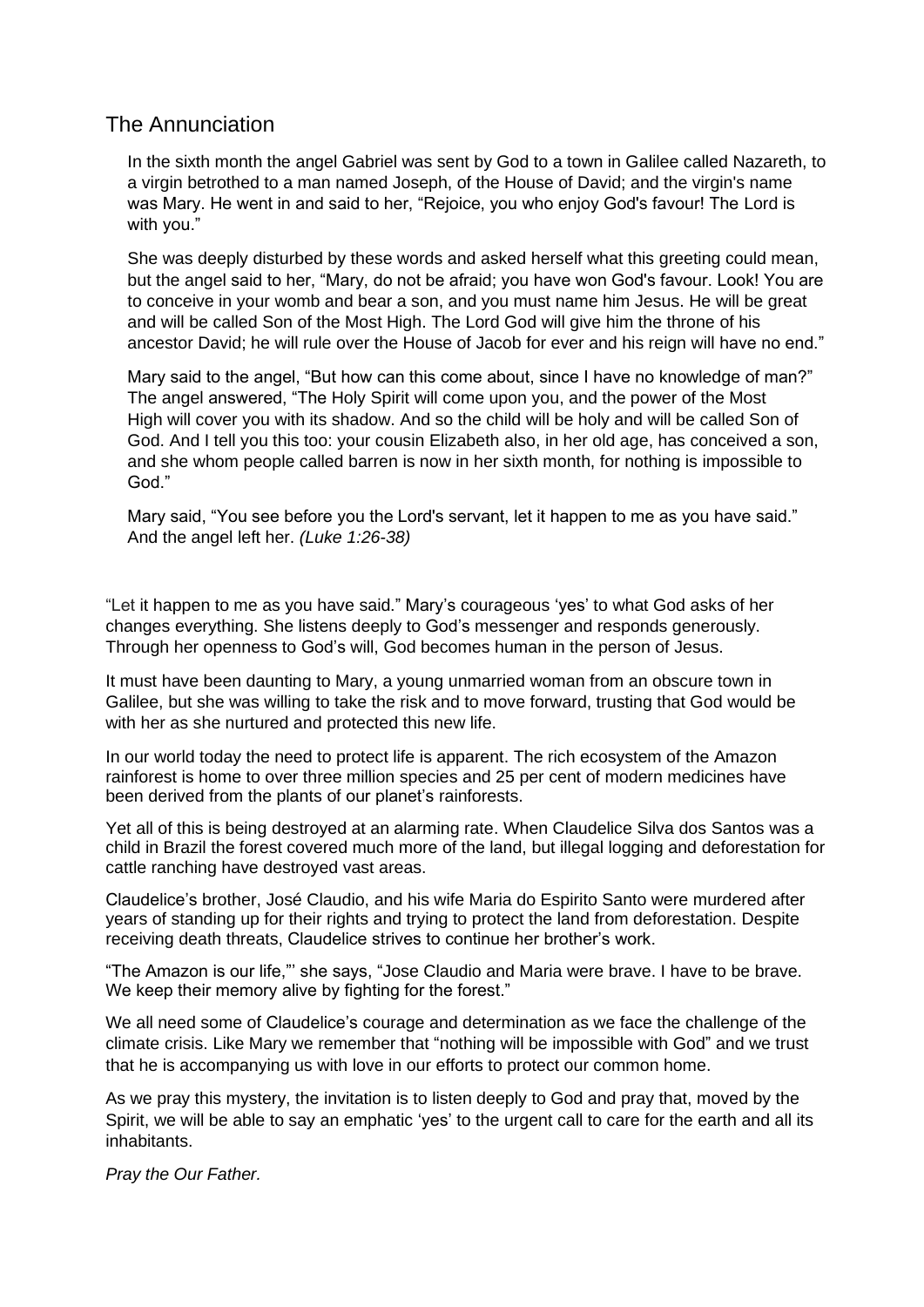## The Annunciation

> In the sixth month the angel Gabriel was sent by God to a town in Galilee called Nazareth, to a virgin betrothed to a man named Joseph, of the House of David; and the virgin's name was Mary. He went in and said to her, "Rejoice, you who enjoy God's favour! The Lord is with you."
>
> She was deeply disturbed by these words and asked herself what this greeting could mean, but the angel said to her, "Mary, do not be afraid; you have won God's favour. Look! You are to conceive in your womb and bear a son, and you must name him Jesus. He will be great and will be called Son of the Most High. The Lord God will give him the throne of his ancestor David; he will rule over the House of Jacob for ever and his reign will have no end."
>
> Mary said to the angel, "But how can this come about, since I have no knowledge of man?" The angel answered, "The Holy Spirit will come upon you, and the power of the Most High will cover you with its shadow. And so the child will be holy and will be called Son of God. And I tell you this too: your cousin Elizabeth also, in her old age, has conceived a son, and she whom people called barren is now in her sixth month, for nothing is impossible to God."
>
> Mary said, "You see before you the Lord's servant, let it happen to me as you have said." And the angel left her. *(Luke 1:26-38)*

"Let it happen to me as you have said." Mary's courageous 'yes' to what God asks of her changes everything. She listens deeply to God's messenger and responds generously. Through her openness to God's will, God becomes human in the person of Jesus.

It must have been daunting to Mary, a young unmarried woman from an obscure town in Galilee, but she was willing to take the risk and to move forward, trusting that God would be with her as she nurtured and protected this new life.

In our world today the need to protect life is apparent. The rich ecosystem of the Amazon rainforest is home to over three million species and 25 per cent of modern medicines have been derived from the plants of our planet's rainforests.

Yet all of this is being destroyed at an alarming rate. When Claudelice Silva dos Santos was a child in Brazil the forest covered much more of the land, but illegal logging and deforestation for cattle ranching have destroyed vast areas.

Claudelice's brother, José Claudio, and his wife Maria do Espirito Santo were murdered after years of standing up for their rights and trying to protect the land from deforestation. Despite receiving death threats, Claudelice strives to continue her brother's work.

"The Amazon is our life,"' she says, "Jose Claudio and Maria were brave. I have to be brave. We keep their memory alive by fighting for the forest."

We all need some of Claudelice's courage and determination as we face the challenge of the climate crisis. Like Mary we remember that "nothing will be impossible with God" and we trust that he is accompanying us with love in our efforts to protect our common home.

As we pray this mystery, the invitation is to listen deeply to God and pray that, moved by the Spirit, we will be able to say an emphatic 'yes' to the urgent call to care for the earth and all its inhabitants.

*Pray the Our Father.*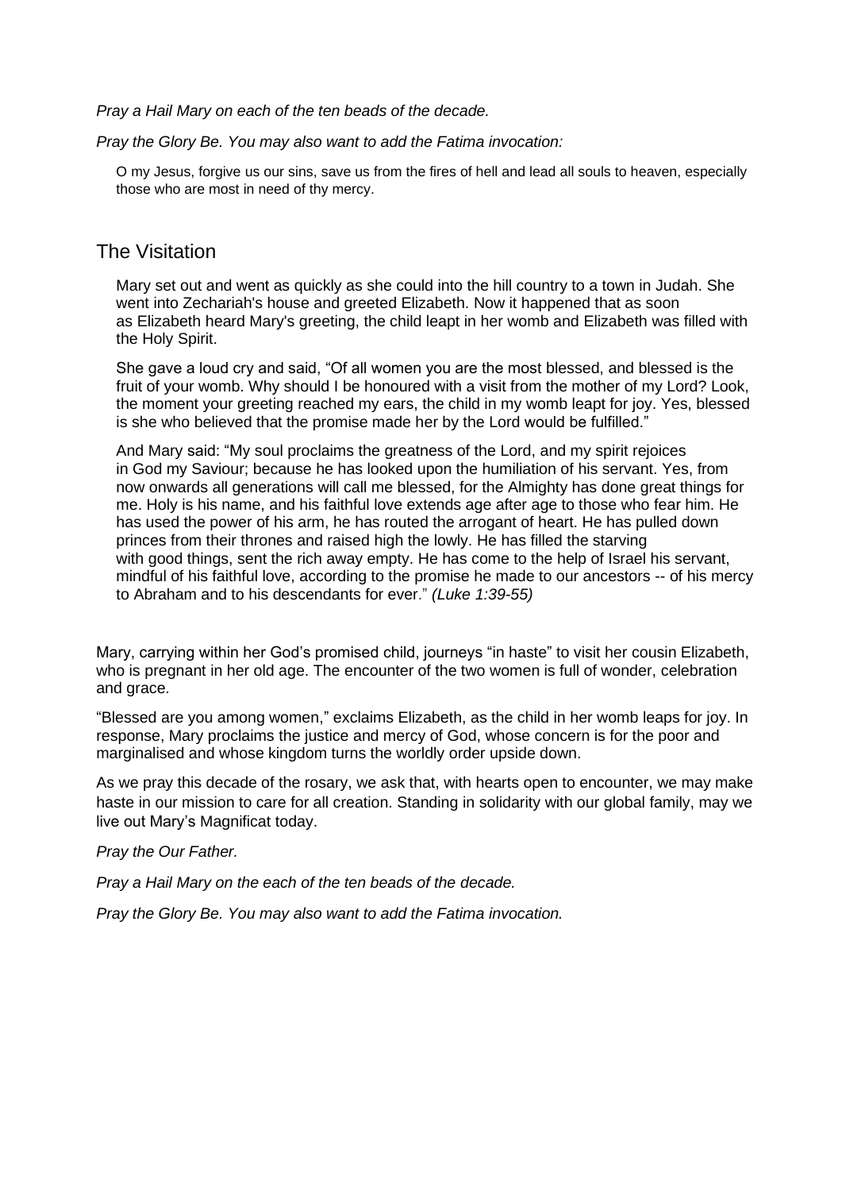*Pray a Hail Mary on each of the ten beads of the decade.*

*Pray the Glory Be. You may also want to add the Fatima invocation:*

> O my Jesus, forgive us our sins, save us from the fires of hell and lead all souls to heaven, especially those who are most in need of thy mercy.

## The Visitation

> Mary set out and went as quickly as she could into the hill country to a town in Judah. She went into Zechariah's house and greeted Elizabeth. Now it happened that as soon as Elizabeth heard Mary's greeting, the child leapt in her womb and Elizabeth was filled with the Holy Spirit.
>
> She gave a loud cry and said, "Of all women you are the most blessed, and blessed is the fruit of your womb. Why should I be honoured with a visit from the mother of my Lord? Look, the moment your greeting reached my ears, the child in my womb leapt for joy. Yes, blessed is she who believed that the promise made her by the Lord would be fulfilled."
>
> And Mary said: "My soul proclaims the greatness of the Lord, and my spirit rejoices in God my Saviour; because he has looked upon the humiliation of his servant. Yes, from now onwards all generations will call me blessed, for the Almighty has done great things for me. Holy is his name, and his faithful love extends age after age to those who fear him. He has used the power of his arm, he has routed the arrogant of heart. He has pulled down princes from their thrones and raised high the lowly. He has filled the starving with good things, sent the rich away empty. He has come to the help of Israel his servant, mindful of his faithful love, according to the promise he made to our ancestors -- of his mercy to Abraham and to his descendants for ever." *(Luke 1:39-55)*

Mary, carrying within her God's promised child, journeys "in haste" to visit her cousin Elizabeth, who is pregnant in her old age. The encounter of the two women is full of wonder, celebration and grace.

"Blessed are you among women," exclaims Elizabeth, as the child in her womb leaps for joy. In response, Mary proclaims the justice and mercy of God, whose concern is for the poor and marginalised and whose kingdom turns the worldly order upside down.

As we pray this decade of the rosary, we ask that, with hearts open to encounter, we may make haste in our mission to care for all creation. Standing in solidarity with our global family, may we live out Mary's Magnificat today.

*Pray the Our Father.*

*Pray a Hail Mary on the each of the ten beads of the decade.*

*Pray the Glory Be. You may also want to add the Fatima invocation.*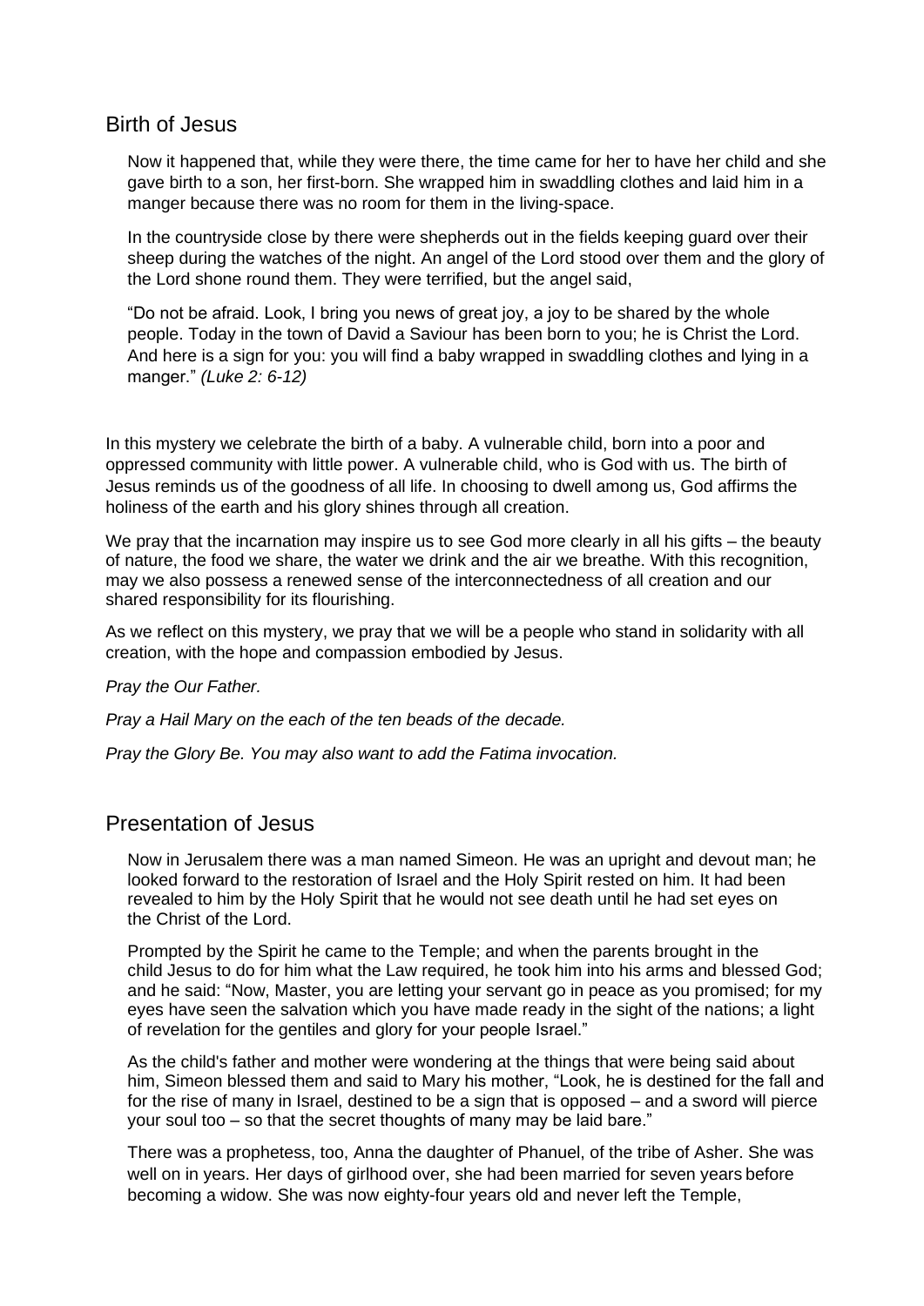## Birth of Jesus

> Now it happened that, while they were there, the time came for her to have her child and she gave birth to a son, her first-born. She wrapped him in swaddling clothes and laid him in a manger because there was no room for them in the living-space.
>
> In the countryside close by there were shepherds out in the fields keeping guard over their sheep during the watches of the night. An angel of the Lord stood over them and the glory of the Lord shone round them. They were terrified, but the angel said,
>
> "Do not be afraid. Look, I bring you news of great joy, a joy to be shared by the whole people. Today in the town of David a Saviour has been born to you; he is Christ the Lord. And here is a sign for you: you will find a baby wrapped in swaddling clothes and lying in a manger." *(Luke 2: 6-12)*

In this mystery we celebrate the birth of a baby. A vulnerable child, born into a poor and oppressed community with little power. A vulnerable child, who is God with us. The birth of Jesus reminds us of the goodness of all life. In choosing to dwell among us, God affirms the holiness of the earth and his glory shines through all creation.

We pray that the incarnation may inspire us to see God more clearly in all his gifts – the beauty of nature, the food we share, the water we drink and the air we breathe. With this recognition, may we also possess a renewed sense of the interconnectedness of all creation and our shared responsibility for its flourishing.

As we reflect on this mystery, we pray that we will be a people who stand in solidarity with all creation, with the hope and compassion embodied by Jesus.

*Pray the Our Father.*

*Pray a Hail Mary on the each of the ten beads of the decade.*

*Pray the Glory Be. You may also want to add the Fatima invocation.*

## Presentation of Jesus

> Now in Jerusalem there was a man named Simeon. He was an upright and devout man; he looked forward to the restoration of Israel and the Holy Spirit rested on him. It had been revealed to him by the Holy Spirit that he would not see death until he had set eyes on the Christ of the Lord.
>
> Prompted by the Spirit he came to the Temple; and when the parents brought in the child Jesus to do for him what the Law required, he took him into his arms and blessed God; and he said: "Now, Master, you are letting your servant go in peace as you promised; for my eyes have seen the salvation which you have made ready in the sight of the nations; a light of revelation for the gentiles and glory for your people Israel."
>
> As the child's father and mother were wondering at the things that were being said about him, Simeon blessed them and said to Mary his mother, "Look, he is destined for the fall and for the rise of many in Israel, destined to be a sign that is opposed – and a sword will pierce your soul too – so that the secret thoughts of many may be laid bare."
>
> There was a prophetess, too, Anna the daughter of Phanuel, of the tribe of Asher. She was well on in years. Her days of girlhood over, she had been married for seven years before becoming a widow. She was now eighty-four years old and never left the Temple,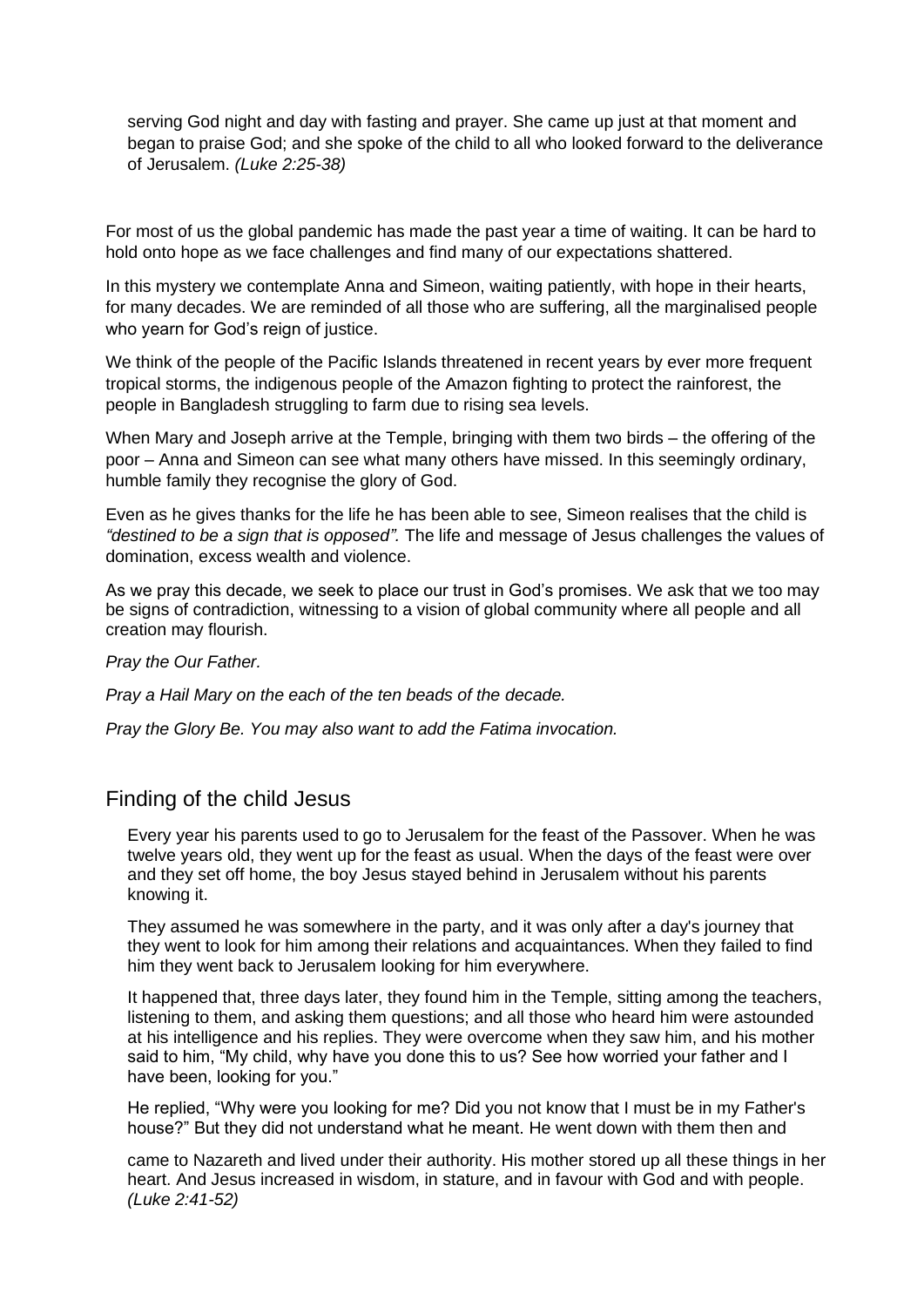serving God night and day with fasting and prayer. She came up just at that moment and began to praise God; and she spoke of the child to all who looked forward to the deliverance of Jerusalem. *(Luke 2:25-38)*

For most of us the global pandemic has made the past year a time of waiting. It can be hard to hold onto hope as we face challenges and find many of our expectations shattered.

In this mystery we contemplate Anna and Simeon, waiting patiently, with hope in their hearts, for many decades. We are reminded of all those who are suffering, all the marginalised people who yearn for God's reign of justice.

We think of the people of the Pacific Islands threatened in recent years by ever more frequent tropical storms, the indigenous people of the Amazon fighting to protect the rainforest, the people in Bangladesh struggling to farm due to rising sea levels.

When Mary and Joseph arrive at the Temple, bringing with them two birds – the offering of the poor – Anna and Simeon can see what many others have missed. In this seemingly ordinary, humble family they recognise the glory of God.

Even as he gives thanks for the life he has been able to see, Simeon realises that the child is *"destined to be a sign that is opposed".* The life and message of Jesus challenges the values of domination, excess wealth and violence.

As we pray this decade, we seek to place our trust in God's promises. We ask that we too may be signs of contradiction, witnessing to a vision of global community where all people and all creation may flourish.

*Pray the Our Father.*

*Pray a Hail Mary on the each of the ten beads of the decade.*

*Pray the Glory Be. You may also want to add the Fatima invocation.*

## Finding of the child Jesus

Every year his parents used to go to Jerusalem for the feast of the Passover. When he was twelve years old, they went up for the feast as usual. When the days of the feast were over and they set off home, the boy Jesus stayed behind in Jerusalem without his parents knowing it.

They assumed he was somewhere in the party, and it was only after a day's journey that they went to look for him among their relations and acquaintances. When they failed to find him they went back to Jerusalem looking for him everywhere.

It happened that, three days later, they found him in the Temple, sitting among the teachers, listening to them, and asking them questions; and all those who heard him were astounded at his intelligence and his replies. They were overcome when they saw him, and his mother said to him, "My child, why have you done this to us? See how worried your father and I have been, looking for you."

He replied, "Why were you looking for me? Did you not know that I must be in my Father's house?" But they did not understand what he meant. He went down with them then and came to Nazareth and lived under their authority. His mother stored up all these things in her heart. And Jesus increased in wisdom, in stature, and in favour with God and with people. *(Luke 2:41-52)*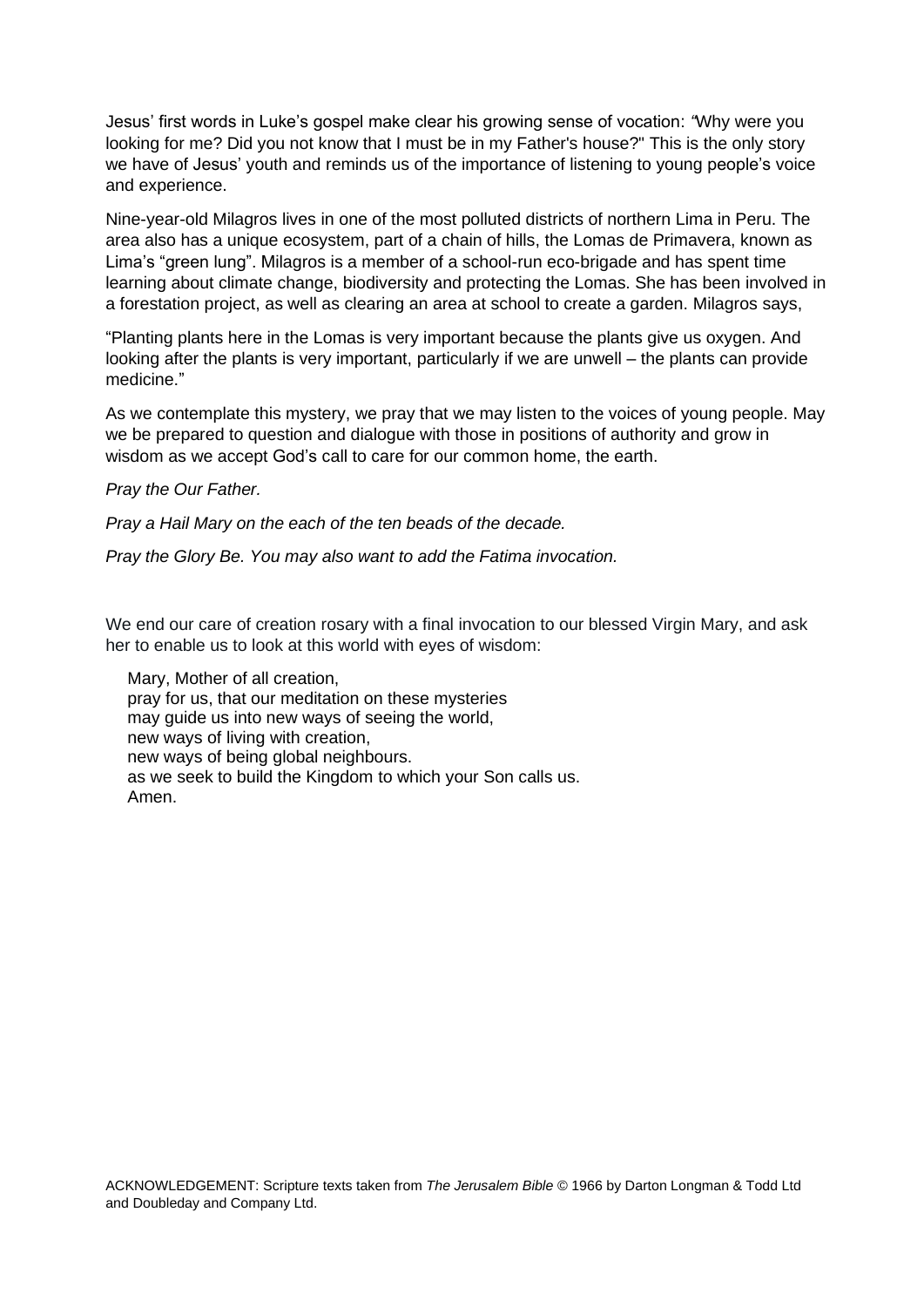Jesus' first words in Luke's gospel make clear his growing sense of vocation: *"*Why were you looking for me? Did you not know that I must be in my Father's house?" This is the only story we have of Jesus' youth and reminds us of the importance of listening to young people's voice and experience.

Nine-year-old Milagros lives in one of the most polluted districts of northern Lima in Peru. The area also has a unique ecosystem, part of a chain of hills, the Lomas de Primavera, known as Lima's "green lung". Milagros is a member of a school-run eco-brigade and has spent time learning about climate change, biodiversity and protecting the Lomas. She has been involved in a forestation project, as well as clearing an area at school to create a garden. Milagros says,

"Planting plants here in the Lomas is very important because the plants give us oxygen. And looking after the plants is very important, particularly if we are unwell – the plants can provide medicine."

As we contemplate this mystery, we pray that we may listen to the voices of young people. May we be prepared to question and dialogue with those in positions of authority and grow in wisdom as we accept God's call to care for our common home, the earth.

*Pray the Our Father.*

*Pray a Hail Mary on the each of the ten beads of the decade.*

*Pray the Glory Be. You may also want to add the Fatima invocation.*

We end our care of creation rosary with a final invocation to our blessed Virgin Mary, and ask her to enable us to look at this world with eyes of wisdom:

> Mary, Mother of all creation,
> pray for us, that our meditation on these mysteries
> may guide us into new ways of seeing the world,
> new ways of living with creation,
> new ways of being global neighbours.
> as we seek to build the Kingdom to which your Son calls us.
> Amen.

ACKNOWLEDGEMENT: Scripture texts taken from *The Jerusalem Bible* © 1966 by Darton Longman & Todd Ltd and Doubleday and Company Ltd.